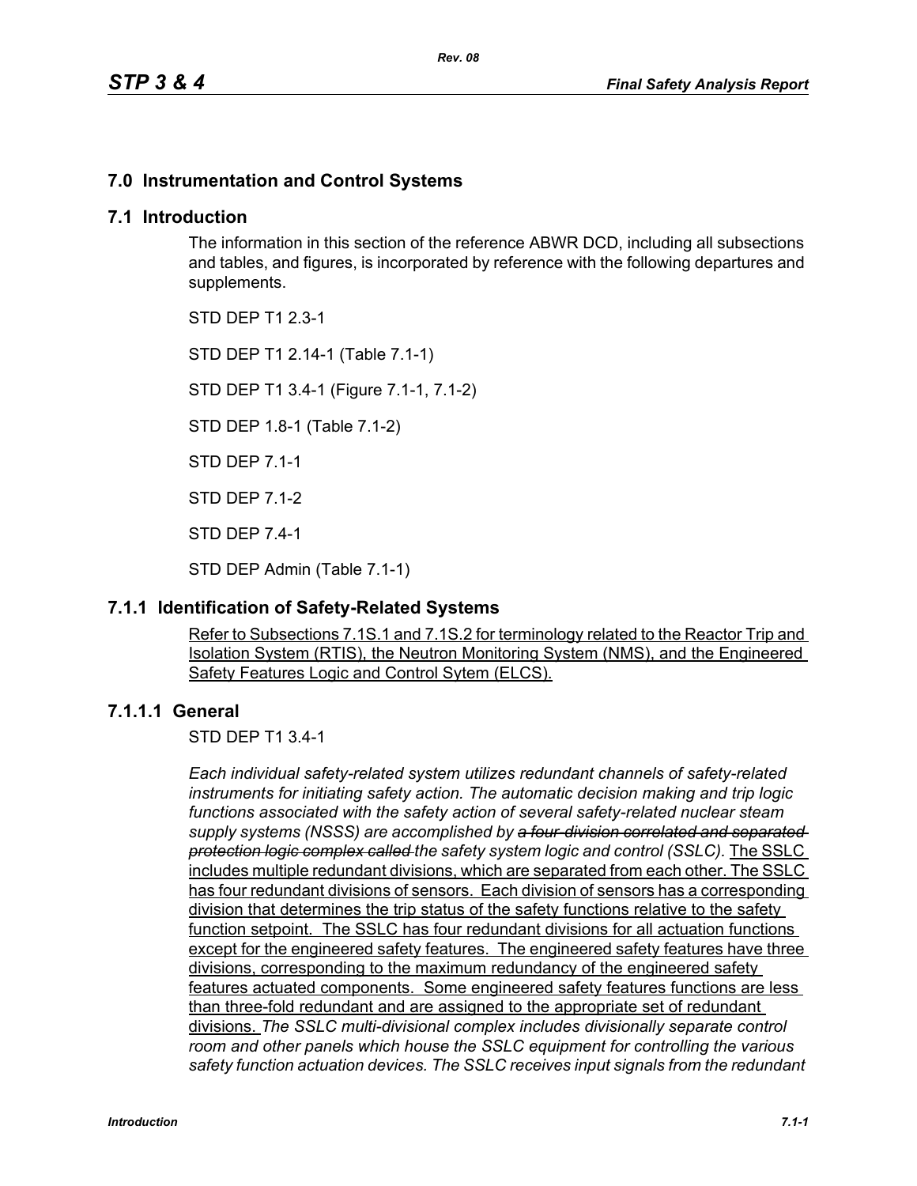# 7.0 Instrumentation and Control Systems

## 7.1 Introduction

The information in this section of the reference ABWR DCD, including all subsections and tables, and figures, is incorporated by reference with the following departures and supplements.

STD DEP T1 2.3-1

STD DEP T1 2.14-1 (Table 7.1-1)

STD DEP T1 3.4-1 (Figure 7.1-1, 7.1-2)

STD DEP 1.8-1 (Table 7.1-2)

STD DEP 7.1-1

STD DEP 7.1-2

STD DEP 7.4-1

STD DEP Admin (Table 7.1-1)

### 7.1.1 Identification of Safety-Related Systems

Refer to Subsections 7.1S.1 and 7.1S.2 for terminology related to the Reactor Trip and Isolation System (RTIS), the Neutron Monitoring System (NMS), and the Engineered Safety Features Logic and Control Sytem (ELCS).

#### 7.1.1.1 General

STD DEP T1 3.4-1

*Each individual safety-related system utilizes redundant channels of safety-related instruments for initiating safety action. The automatic decision making and trip logic functions associated with the safety action of several safety-related nuclear steam supply systems (NSSS) are accomplished by* ~~*a four-division correlated and separated protection logic complex called*~~ *the safety system logic and control (SSLC).* The SSLC includes multiple redundant divisions, which are separated from each other. The SSLC has four redundant divisions of sensors. Each division of sensors has a corresponding division that determines the trip status of the safety functions relative to the safety function setpoint. The SSLC has four redundant divisions for all actuation functions except for the engineered safety features. The engineered safety features have three divisions, corresponding to the maximum redundancy of the engineered safety features actuated components. Some engineered safety features functions are less than three-fold redundant and are assigned to the appropriate set of redundant divisions. *The SSLC multi-divisional complex includes divisionally separate control room and other panels which house the SSLC equipment for controlling the various safety function actuation devices. The SSLC receives input signals from the redundant*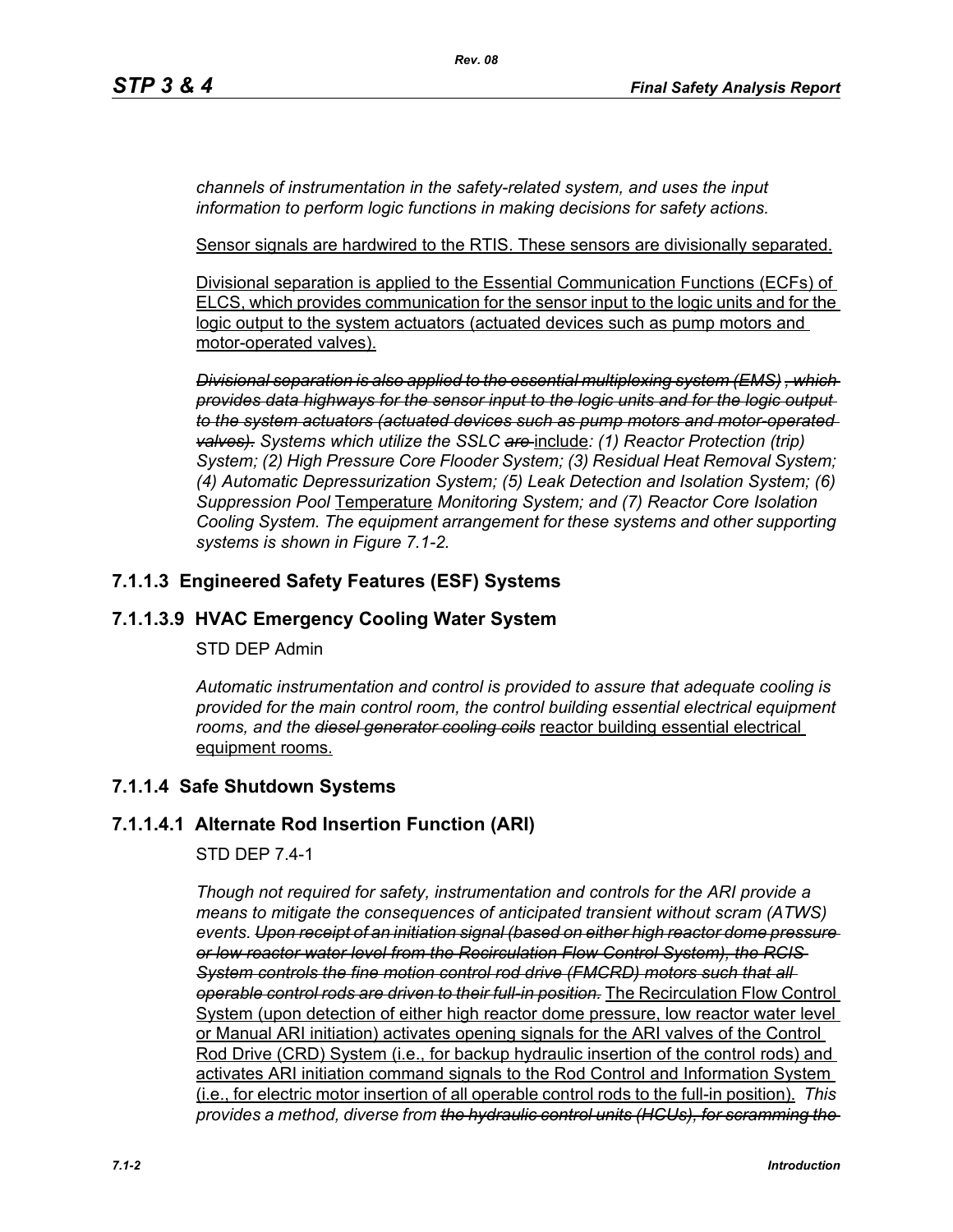*channels of instrumentation in the safety-related system, and uses the input information to perform logic functions in making decisions for safety actions.*

<u>Sensor signals are hardwired to the RTIS. These sensors are divisionally separated.</u>

<u>Divisional separation is applied to the Essential Communication Functions (ECFs) of ELCS, which provides communication for the sensor input to the logic units and for the logic output to the system actuators (actuated devices such as pump motors and motor-operated valves).</u>

~~*Divisional separation is also applied to the essential multiplexing system (EMS), which provides data highways for the sensor input to the logic units and for the logic output to the system actuators (actuated devices such as pump motors and motor-operated valves).*~~ *Systems which utilize the SSLC* ~~*are*~~ <u>include</u>*: (1) Reactor Protection (trip) System; (2) High Pressure Core Flooder System; (3) Residual Heat Removal System; (4) Automatic Depressurization System; (5) Leak Detection and Isolation System; (6) Suppression Pool* <u>Temperature</u> *Monitoring System; and (7) Reactor Core Isolation Cooling System. The equipment arrangement for these systems and other supporting systems is shown in Figure 7.1-2.*

### 7.1.1.3 Engineered Safety Features (ESF) Systems

### 7.1.1.3.9 HVAC Emergency Cooling Water System

STD DEP Admin

*Automatic instrumentation and control is provided to assure that adequate cooling is provided for the main control room, the control building essential electrical equipment rooms, and the* ~~*diesel generator cooling coils*~~ <u>reactor building essential electrical equipment rooms.</u>

### 7.1.1.4 Safe Shutdown Systems

### 7.1.1.4.1 Alternate Rod Insertion Function (ARI)

STD DEP 7.4-1

*Though not required for safety, instrumentation and controls for the ARI provide a means to mitigate the consequences of anticipated transient without scram (ATWS) events.* ~~*Upon receipt of an initiation signal (based on either high reactor dome pressure or low reactor water level from the Recirculation Flow Control System), the RCIS System controls the fine motion control rod drive (FMCRD) motors such that all operable control rods are driven to their full-in position.*~~ <u>The Recirculation Flow Control System (upon detection of either high reactor dome pressure, low reactor water level or Manual ARI initiation) activates opening signals for the ARI valves of the Control Rod Drive (CRD) System (i.e., for backup hydraulic insertion of the control rods) and activates ARI initiation command signals to the Rod Control and Information System (i.e., for electric motor insertion of all operable control rods to the full-in position).</u> *This provides a method, diverse from* ~~*the hydraulic control units (HCUs), for scramming the*~~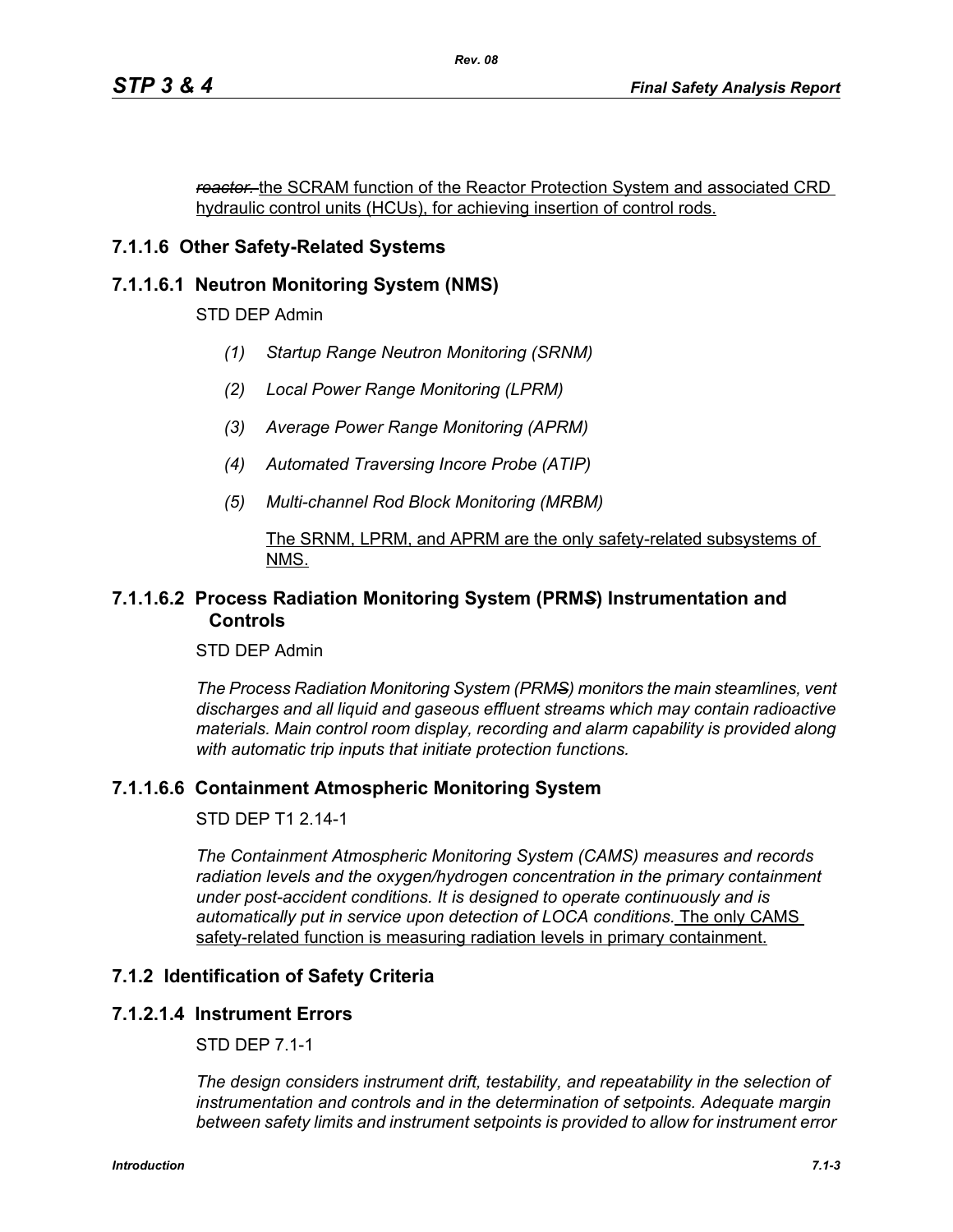~~*reactor.*~~ the SCRAM function of the Reactor Protection System and associated CRD hydraulic control units (HCUs), for achieving insertion of control rods.

### 7.1.1.6 Other Safety-Related Systems

### 7.1.1.6.1 Neutron Monitoring System (NMS)

STD DEP Admin

- *(1) Startup Range Neutron Monitoring (SRNM)*
- *(2) Local Power Range Monitoring (LPRM)*
- *(3) Average Power Range Monitoring (APRM)*
- *(4) Automated Traversing Incore Probe (ATIP)*
- *(5) Multi-channel Rod Block Monitoring (MRBM)*

The SRNM, LPRM, and APRM are the only safety-related subsystems of NMS.

### 7.1.1.6.2 Process Radiation Monitoring System (PRM~~*S*~~) Instrumentation and Controls

STD DEP Admin

*The Process Radiation Monitoring System (PRM~~S~~) monitors the main steamlines, vent discharges and all liquid and gaseous effluent streams which may contain radioactive materials. Main control room display, recording and alarm capability is provided along with automatic trip inputs that initiate protection functions.*

### 7.1.1.6.6 Containment Atmospheric Monitoring System

STD DEP T1 2.14-1

*The Containment Atmospheric Monitoring System (CAMS) measures and records radiation levels and the oxygen/hydrogen concentration in the primary containment under post-accident conditions. It is designed to operate continuously and is automatically put in service upon detection of LOCA conditions.* The only CAMS safety-related function is measuring radiation levels in primary containment.

## 7.1.2 Identification of Safety Criteria

### 7.1.2.1.4 Instrument Errors

STD DEP 7.1-1

*The design considers instrument drift, testability, and repeatability in the selection of instrumentation and controls and in the determination of setpoints. Adequate margin between safety limits and instrument setpoints is provided to allow for instrument error*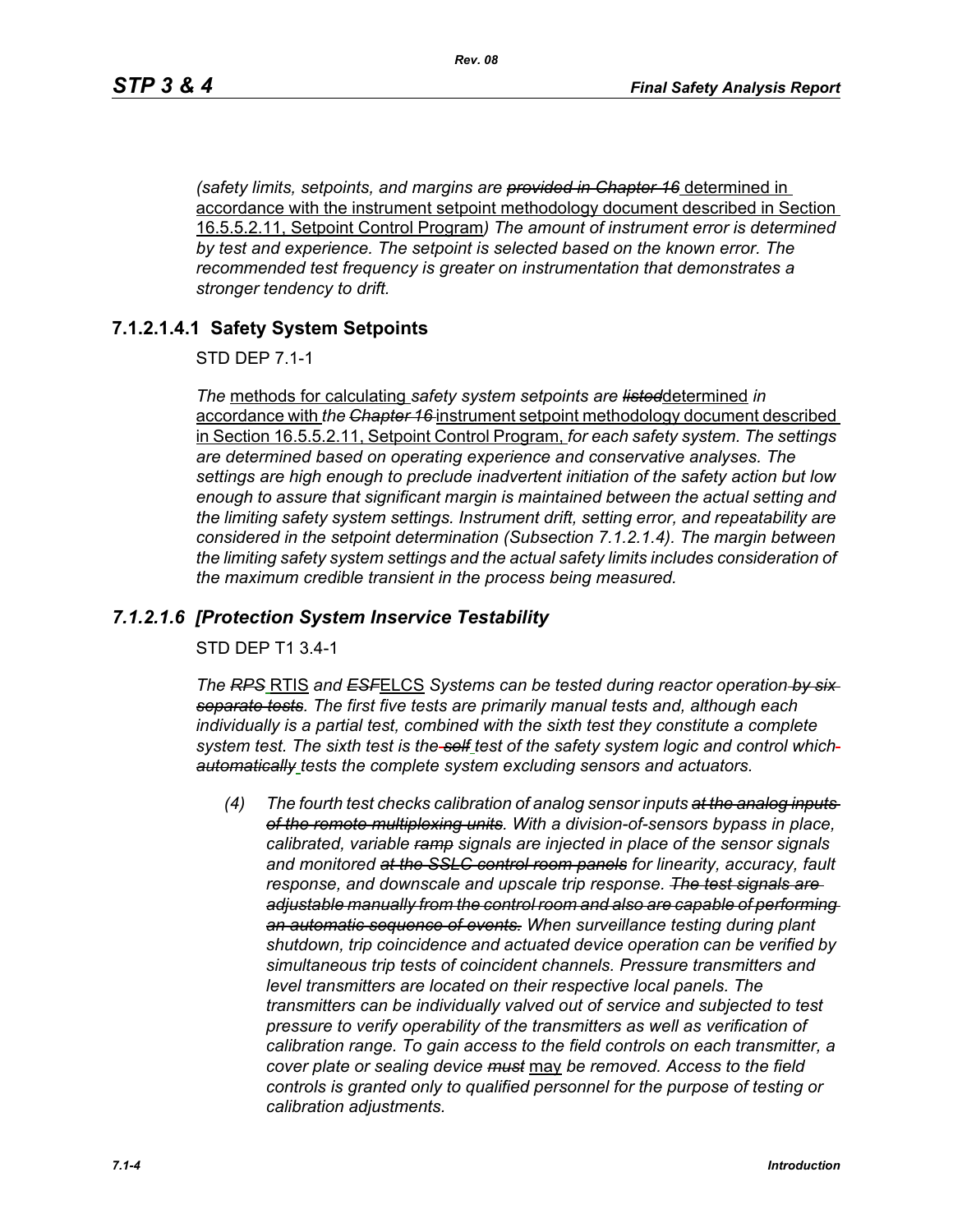*(safety limits, setpoints, and margins are ~~provided in Chapter 16~~* determined in accordance with the instrument setpoint methodology document described in Section 16.5.5.2.11, Setpoint Control Program*) The amount of instrument error is determined by test and experience. The setpoint is selected based on the known error. The recommended test frequency is greater on instrumentation that demonstrates a stronger tendency to drift.*

## 7.1.2.1.4.1 Safety System Setpoints

STD DEP 7.1-1

*The* methods for calculating *safety system setpoints are ~~listed~~*determined *in* accordance with *the ~~Chapter 16~~* instrument setpoint methodology document described in Section 16.5.5.2.11, Setpoint Control Program, *for each safety system. The settings are determined based on operating experience and conservative analyses. The settings are high enough to preclude inadvertent initiation of the safety action but low enough to assure that significant margin is maintained between the actual setting and the limiting safety system settings. Instrument drift, setting error, and repeatability are considered in the setpoint determination (Subsection 7.1.2.1.4). The margin between the limiting safety system settings and the actual safety limits includes consideration of the maximum credible transient in the process being measured.*

## *7.1.2.1.6 [Protection System Inservice Testability*

STD DEP T1 3.4-1

*The ~~RPS~~* RTIS *and ~~ESF~~*ELCS *Systems can be tested during reactor operation ~~by six separate tests~~. The first five tests are primarily manual tests and, although each individually is a partial test, combined with the sixth test they constitute a complete system test. The sixth test is the ~~self~~ test of the safety system logic and control which ~~automatically~~ tests the complete system excluding sensors and actuators.*

*(4) The fourth test checks calibration of analog sensor inputs ~~at the analog inputs of the remote multiplexing units~~. With a division-of-sensors bypass in place, calibrated, variable ~~ramp~~ signals are injected in place of the sensor signals and monitored ~~at the SSLC control room panels~~ for linearity, accuracy, fault response, and downscale and upscale trip response. ~~The test signals are adjustable manually from the control room and also are capable of performing an automatic sequence of events.~~ When surveillance testing during plant shutdown, trip coincidence and actuated device operation can be verified by simultaneous trip tests of coincident channels. Pressure transmitters and level transmitters are located on their respective local panels. The transmitters can be individually valved out of service and subjected to test pressure to verify operability of the transmitters as well as verification of calibration range. To gain access to the field controls on each transmitter, a cover plate or sealing device ~~must~~* may *be removed. Access to the field controls is granted only to qualified personnel for the purpose of testing or calibration adjustments.*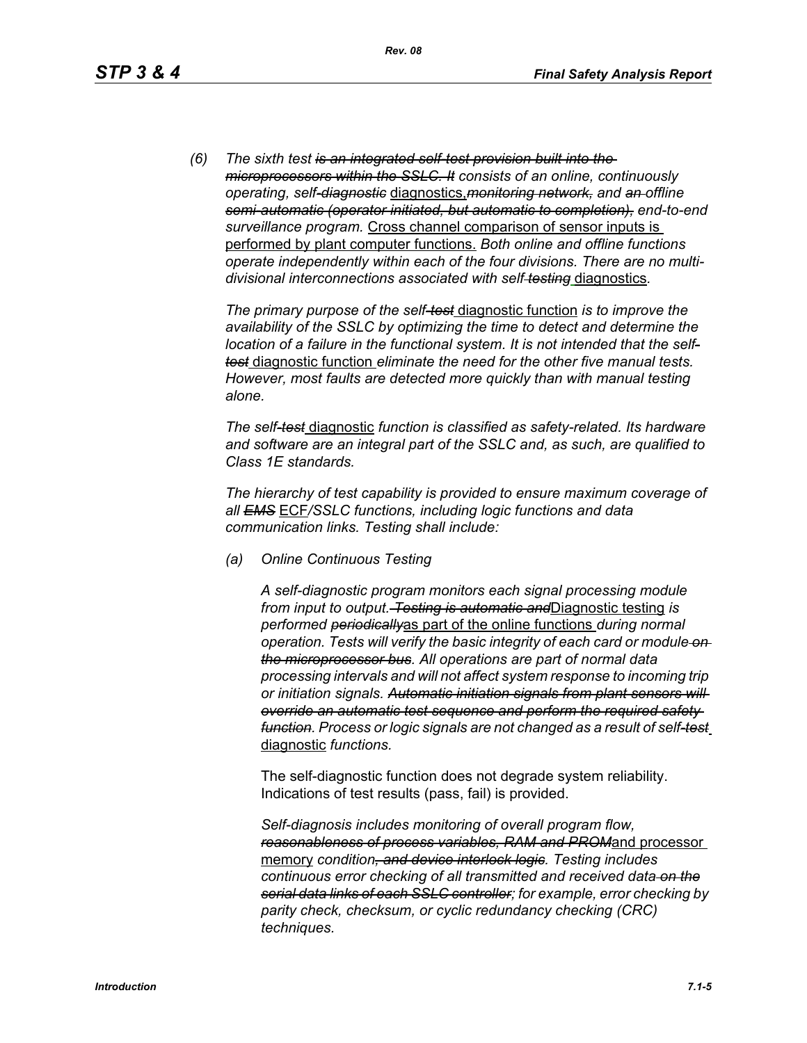*(6) The sixth test ~~is an integrated self-test provision built into the microprocessors within the SSLC. It~~ consists of an online, continuously operating, self~~-diagnostic~~* diagnostics,*~~monitoring network,~~ and ~~an~~ offline ~~semi-automatic (operator initiated, but automatic to completion),~~ end-to-end surveillance program.* Cross channel comparison of sensor inputs is performed by plant computer functions. *Both online and offline functions operate independently within each of the four divisions. There are no multi-divisional interconnections associated with self ~~testing~~* diagnostics*.*

*The primary purpose of the self~~-test~~* diagnostic function *is to improve the availability of the SSLC by optimizing the time to detect and determine the location of a failure in the functional system. It is not intended that the self~~-test~~* diagnostic function *eliminate the need for the other five manual tests. However, most faults are detected more quickly than with manual testing alone.*

*The self~~-test~~* diagnostic *function is classified as safety-related. Its hardware and software are an integral part of the SSLC and, as such, are qualified to Class 1E standards.*

*The hierarchy of test capability is provided to ensure maximum coverage of all ~~EMS~~* ECF*/SSLC functions, including logic functions and data communication links. Testing shall include:*

*(a) Online Continuous Testing*

*A self-diagnostic program monitors each signal processing module from input to output. ~~Testing is automatic and~~*Diagnostic testing *is performed ~~periodically~~*as part of the online functions *during normal operation. Tests will verify the basic integrity of each card or module ~~on the microprocessor bus~~. All operations are part of normal data processing intervals and will not affect system response to incoming trip or initiation signals. ~~Automatic initiation signals from plant sensors will override an automatic test sequence and perform the required safety function~~. Process or logic signals are not changed as a result of self~~-test~~* diagnostic *functions.*

The self-diagnostic function does not degrade system reliability. Indications of test results (pass, fail) is provided.

*Self-diagnosis includes monitoring of overall program flow, ~~reasonableness of process variables, RAM and PROM~~*and processor memory *condition~~, and device interlock logic~~. Testing includes continuous error checking of all transmitted and received data ~~on the serial data links of each SSLC controller~~; for example, error checking by parity check, checksum, or cyclic redundancy checking (CRC) techniques.*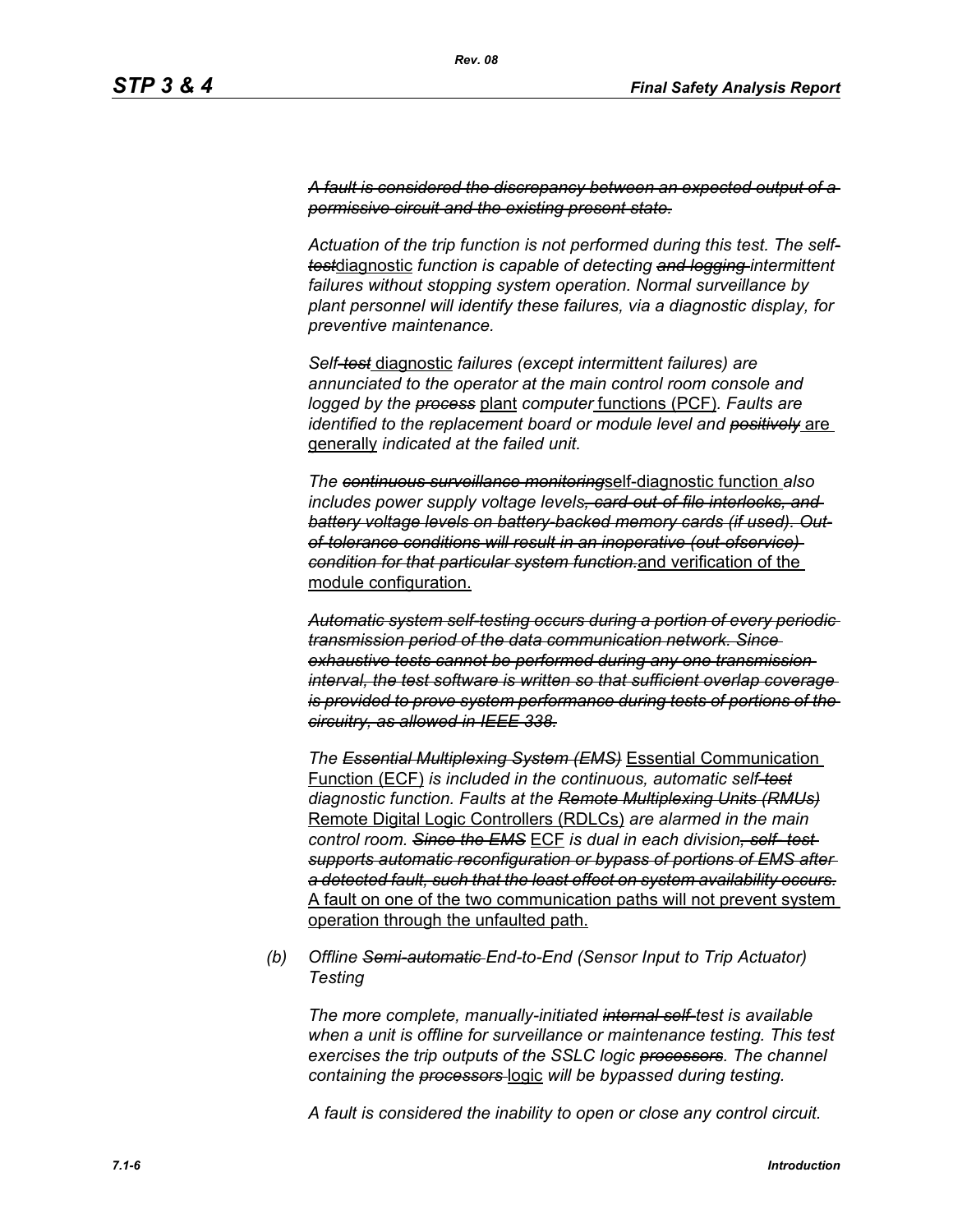*~~A fault is considered the discrepancy between an expected output of a permissive circuit and the existing present state.~~*

*Actuation of the trip function is not performed during this test. The self-~~test~~*<u>diagnostic</u> *function is capable of detecting ~~and logging~~ intermittent failures without stopping system operation. Normal surveillance by plant personnel will identify these failures, via a diagnostic display, for preventive maintenance.*

*Self-~~test~~* <u>diagnostic</u> *failures (except intermittent failures) are annunciated to the operator at the main control room console and logged by the ~~process~~* <u>plant</u> *computer* <u>functions (PCF)</u>*. Faults are identified to the replacement board or module level and ~~positively~~* <u>are generally</u> *indicated at the failed unit.*

*The ~~continuous surveillance monitoring~~*<u>self-diagnostic function</u> *also includes power supply voltage levels~~, card-out-of-file interlocks, and battery voltage levels on battery-backed memory cards (if used). Out-of-tolerance conditions will result in an inoperative (out-ofservice) condition for that particular system function.~~*<u>and verification of the module configuration.</u>

*~~Automatic system self-testing occurs during a portion of every periodic transmission period of the data communication network. Since exhaustive tests cannot be performed during any one transmission interval, the test software is written so that sufficient overlap coverage is provided to prove system performance during tests of portions of the circuitry, as allowed in IEEE-338.~~*

*The ~~Essential Multiplexing System (EMS)~~* <u>Essential Communication Function (ECF)</u> *is included in the continuous, automatic self-~~test~~ diagnostic function. Faults at the ~~Remote Multiplexing Units (RMUs)~~* <u>Remote Digital Logic Controllers (RDLCs)</u> *are alarmed in the main control room. ~~Since the EMS~~* <u>ECF</u> *is dual in each division~~, self- test supports automatic reconfiguration or bypass of portions of EMS after a detected fault, such that the least effect on system availability occurs.~~* <u>A fault on one of the two communication paths will not prevent system operation through the unfaulted path.</u>

*(b) Offline ~~Semi-automatic~~ End-to-End (Sensor Input to Trip Actuator) Testing*

*The more complete, manually-initiated ~~internal self-~~test is available when a unit is offline for surveillance or maintenance testing. This test exercises the trip outputs of the SSLC logic ~~processors~~. The channel containing the ~~processors~~* <u>logic</u> *will be bypassed during testing.*

*A fault is considered the inability to open or close any control circuit.*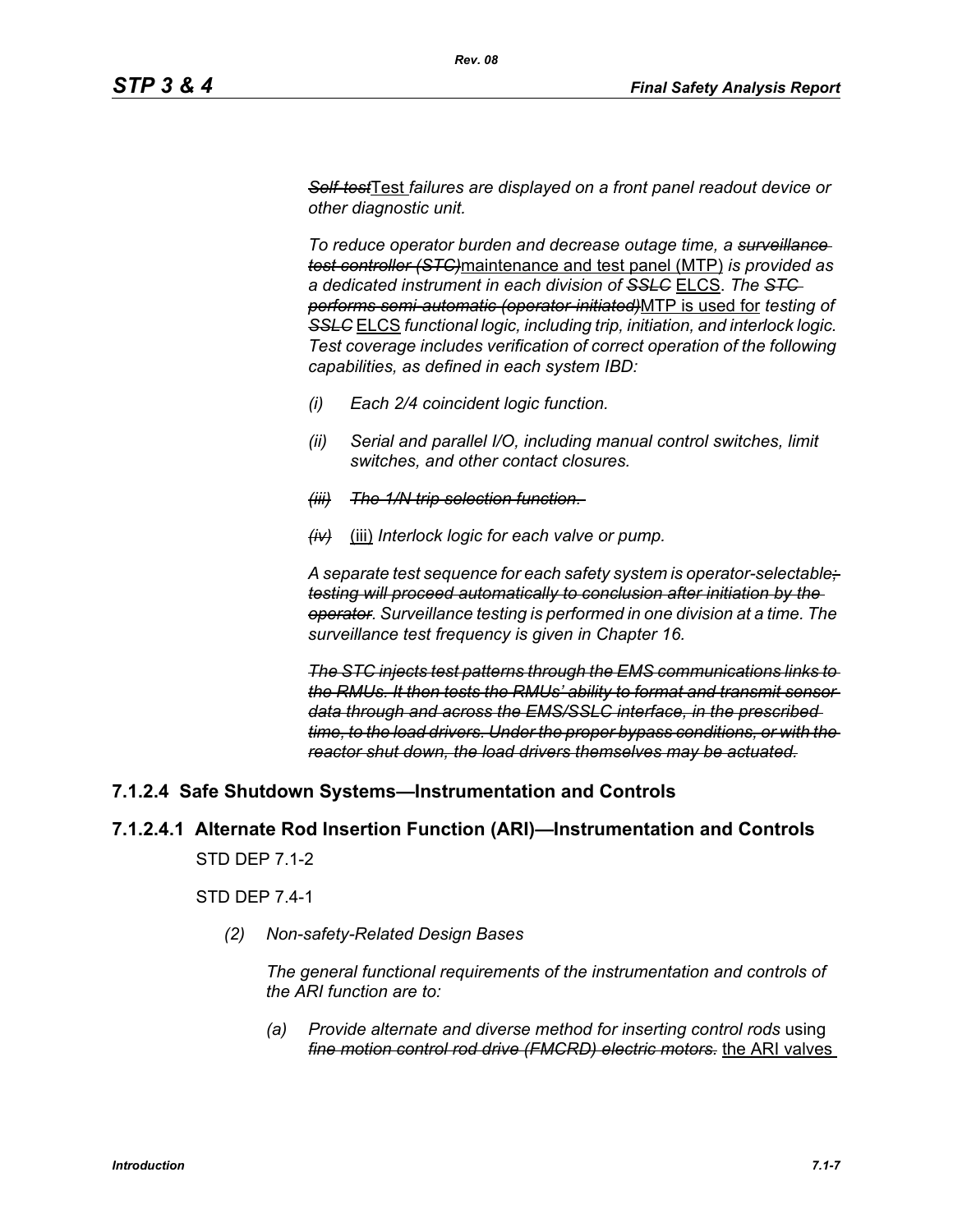~~*Self-test*~~Test *failures are displayed on a front panel readout device or other diagnostic unit.*

*To reduce operator burden and decrease outage time, a* ~~*surveillance test controller (STC)*~~maintenance and test panel (MTP) *is provided as a dedicated instrument in each division of* ~~*SSLC*~~ ELCS. *The* ~~*STC performs semi-automatic (operator-initiated)*~~MTP is used for *testing of* ~~*SSLC*~~ ELCS *functional logic, including trip, initiation, and interlock logic. Test coverage includes verification of correct operation of the following capabilities, as defined in each system IBD:*

*(i) Each 2/4 coincident logic function.*

*(ii) Serial and parallel I/O, including manual control switches, limit switches, and other contact closures.*

~~*(iii) The 1/N trip selection function.*~~

~~*(iv)*~~ (iii) *Interlock logic for each valve or pump.*

*A separate test sequence for each safety system is operator-selectable*~~*; testing will proceed automatically to conclusion after initiation by the operator*~~. *Surveillance testing is performed in one division at a time. The surveillance test frequency is given in Chapter 16.*

~~*The STC injects test patterns through the EMS communications links to the RMUs. It then tests the RMUs' ability to format and transmit sensor data through and across the EMS/SSLC interface, in the prescribed time, to the load drivers. Under the proper bypass conditions, or with the reactor shut down, the load drivers themselves may be actuated.*~~

### 7.1.2.4 Safe Shutdown Systems—Instrumentation and Controls

### 7.1.2.4.1 Alternate Rod Insertion Function (ARI)—Instrumentation and Controls

STD DEP 7.1-2

STD DEP 7.4-1

*(2) Non-safety-Related Design Bases*

*The general functional requirements of the instrumentation and controls of the ARI function are to:*

*(a) Provide alternate and diverse method for inserting control rods* using ~~*fine motion control rod drive (FMCRD) electric motors.*~~ the ARI valves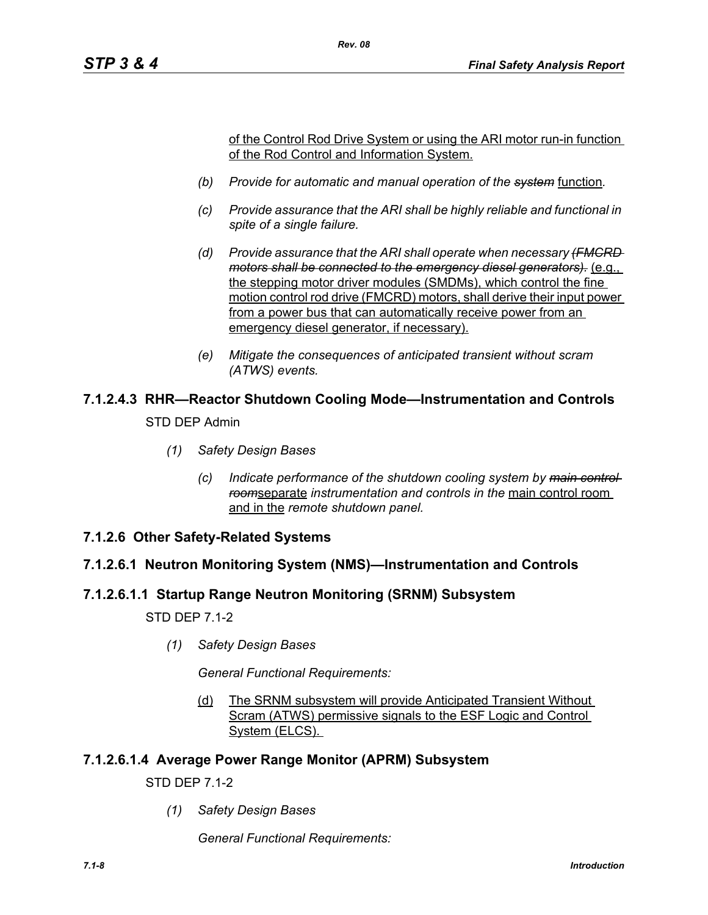of the Control Rod Drive System or using the ARI motor run-in function of the Rod Control and Information System.

(b) *Provide for automatic and manual operation of the ~~system~~* function*.*

(c) *Provide assurance that the ARI shall be highly reliable and functional in spite of a single failure.*

(d) *Provide assurance that the ARI shall operate when necessary ~~(FMCRD motors shall be connected to the emergency diesel generators).~~* (e.g., the stepping motor driver modules (SMDMs), which control the fine motion control rod drive (FMCRD) motors, shall derive their input power from a power bus that can automatically receive power from an emergency diesel generator, if necessary).

(e) *Mitigate the consequences of anticipated transient without scram (ATWS) events.*

### 7.1.2.4.3 RHR—Reactor Shutdown Cooling Mode—Instrumentation and Controls

STD DEP Admin

*(1) Safety Design Bases*

*(c) Indicate performance of the shutdown cooling system by ~~main control room~~*separate *instrumentation and controls in the* main control room and in the *remote shutdown panel.*

### 7.1.2.6 Other Safety-Related Systems

### 7.1.2.6.1 Neutron Monitoring System (NMS)—Instrumentation and Controls

### 7.1.2.6.1.1 Startup Range Neutron Monitoring (SRNM) Subsystem

STD DEP 7.1-2

*(1) Safety Design Bases*

*General Functional Requirements:*

(d) The SRNM subsystem will provide Anticipated Transient Without Scram (ATWS) permissive signals to the ESF Logic and Control System (ELCS).

### 7.1.2.6.1.4 Average Power Range Monitor (APRM) Subsystem

STD DEP 7.1-2

*(1) Safety Design Bases*

*General Functional Requirements:*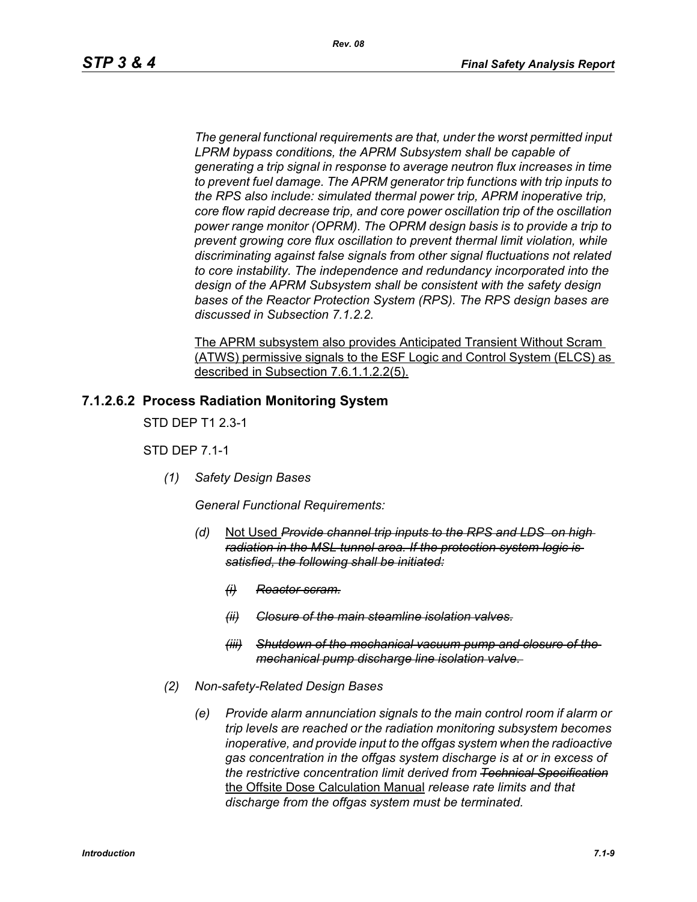*The general functional requirements are that, under the worst permitted input LPRM bypass conditions, the APRM Subsystem shall be capable of generating a trip signal in response to average neutron flux increases in time to prevent fuel damage. The APRM generator trip functions with trip inputs to the RPS also include: simulated thermal power trip, APRM inoperative trip, core flow rapid decrease trip, and core power oscillation trip of the oscillation power range monitor (OPRM). The OPRM design basis is to provide a trip to prevent growing core flux oscillation to prevent thermal limit violation, while discriminating against false signals from other signal fluctuations not related to core instability. The independence and redundancy incorporated into the design of the APRM Subsystem shall be consistent with the safety design bases of the Reactor Protection System (RPS). The RPS design bases are discussed in Subsection 7.1.2.2.*

<u>The APRM subsystem also provides Anticipated Transient Without Scram (ATWS) permissive signals to the ESF Logic and Control System (ELCS) as described in Subsection 7.6.1.1.2.2(5).</u>

### 7.1.2.6.2 Process Radiation Monitoring System

STD DEP T1 2.3-1

STD DEP 7.1-1

*(1) Safety Design Bases*

*General Functional Requirements:*

*(d)* <u>Not Used</u> ~~*Provide channel trip inputs to the RPS and LDS on high radiation in the MSL tunnel area. If the protection system logic is satisfied, the following shall be initiated:*~~

~~*(i) Reactor scram.*~~

~~*(ii) Closure of the main steamline isolation valves.*~~

~~*(iii) Shutdown of the mechanical vacuum pump and closure of the mechanical pump discharge line isolation valve.*~~

*(2) Non-safety-Related Design Bases*

*(e) Provide alarm annunciation signals to the main control room if alarm or trip levels are reached or the radiation monitoring subsystem becomes inoperative, and provide input to the offgas system when the radioactive gas concentration in the offgas system discharge is at or in excess of the restrictive concentration limit derived from* ~~*Technical Specification*~~ <u>the Offsite Dose Calculation Manual</u> *release rate limits and that discharge from the offgas system must be terminated.*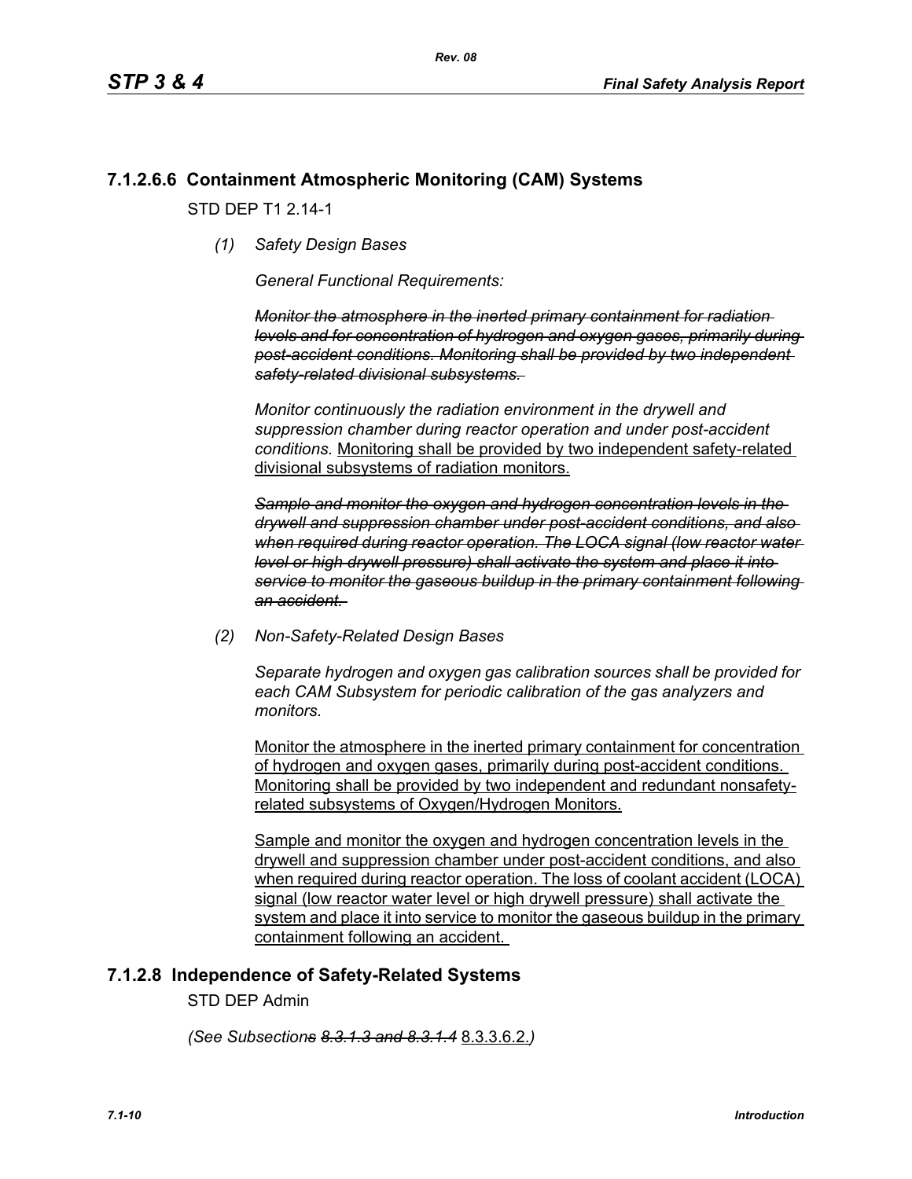## 7.1.2.6.6 Containment Atmospheric Monitoring (CAM) Systems

STD DEP T1 2.14-1

*(1) Safety Design Bases*

*General Functional Requirements:*

~~*Monitor the atmosphere in the inerted primary containment for radiation levels and for concentration of hydrogen and oxygen gases, primarily during post-accident conditions. Monitoring shall be provided by two independent safety-related divisional subsystems.*~~

*Monitor continuously the radiation environment in the drywell and suppression chamber during reactor operation and under post-accident conditions.* <u>Monitoring shall be provided by two independent safety-related divisional subsystems of radiation monitors.</u>

~~*Sample and monitor the oxygen and hydrogen concentration levels in the drywell and suppression chamber under post-accident conditions, and also when required during reactor operation. The LOCA signal (low reactor water level or high drywell pressure) shall activate the system and place it into service to monitor the gaseous buildup in the primary containment following an accident.*~~

*(2) Non-Safety-Related Design Bases*

*Separate hydrogen and oxygen gas calibration sources shall be provided for each CAM Subsystem for periodic calibration of the gas analyzers and monitors.*

<u>Monitor the atmosphere in the inerted primary containment for concentration of hydrogen and oxygen gases, primarily during post-accident conditions. Monitoring shall be provided by two independent and redundant nonsafety-related subsystems of Oxygen/Hydrogen Monitors.</u>

<u>Sample and monitor the oxygen and hydrogen concentration levels in the drywell and suppression chamber under post-accident conditions, and also when required during reactor operation. The loss of coolant accident (LOCA) signal (low reactor water level or high drywell pressure) shall activate the system and place it into service to monitor the gaseous buildup in the primary containment following an accident.</u>

## 7.1.2.8 Independence of Safety-Related Systems

STD DEP Admin

*(See Subsection~~s~~ ~~8.3.1.3 and 8.3.1.4~~* <u>8.3.3.6.2.</u>*)*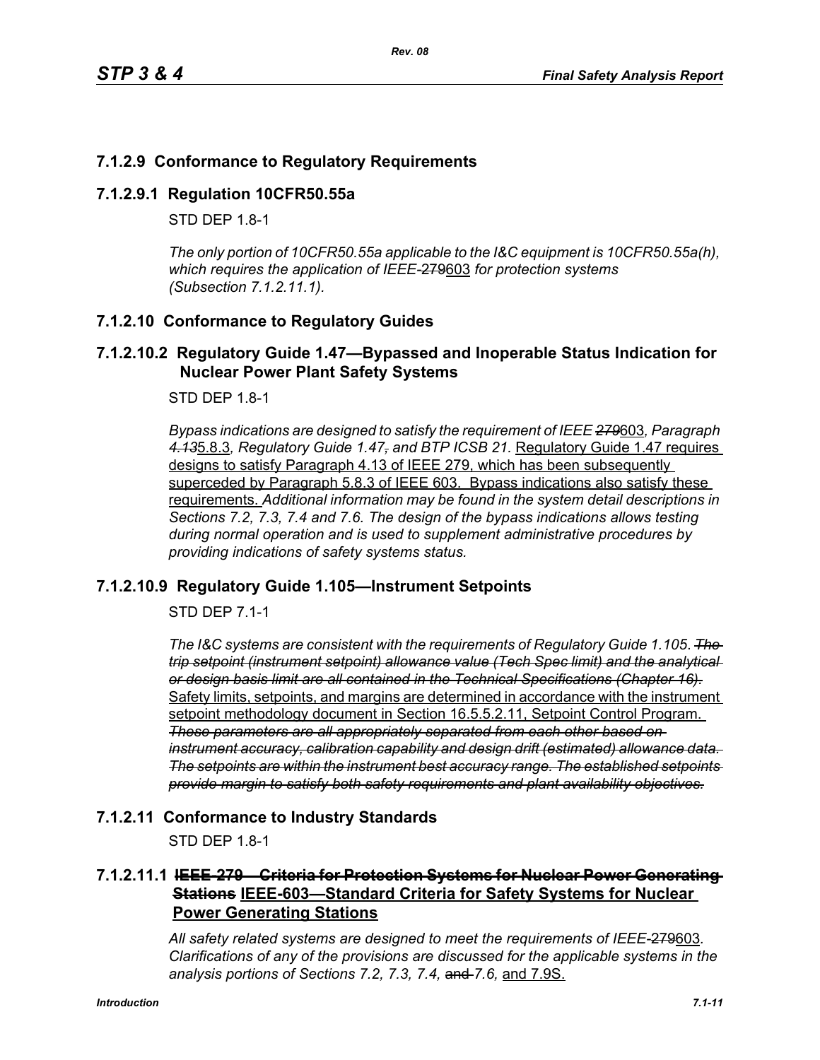## 7.1.2.9 Conformance to Regulatory Requirements

### 7.1.2.9.1 Regulation 10CFR50.55a

STD DEP 1.8-1

*The only portion of 10CFR50.55a applicable to the I&C equipment is 10CFR50.55a(h), which requires the application of IEEE-~~279~~603 for protection systems (Subsection 7.1.2.11.1).*

## 7.1.2.10 Conformance to Regulatory Guides

### 7.1.2.10.2 Regulatory Guide 1.47—Bypassed and Inoperable Status Indication for Nuclear Power Plant Safety Systems

STD DEP 1.8-1

*Bypass indications are designed to satisfy the requirement of IEEE ~~279~~*603*, Paragraph ~~4.13~~*5.8.3*, Regulatory Guide 1.47~~,~~ and BTP ICSB 21.* Regulatory Guide 1.47 requires designs to satisfy Paragraph 4.13 of IEEE 279, which has been subsequently superceded by Paragraph 5.8.3 of IEEE 603. Bypass indications also satisfy these requirements. *Additional information may be found in the system detail descriptions in Sections 7.2, 7.3, 7.4 and 7.6. The design of the bypass indications allows testing during normal operation and is used to supplement administrative procedures by providing indications of safety systems status.*

### 7.1.2.10.9 Regulatory Guide 1.105—Instrument Setpoints

STD DEP 7.1-1

*The I&C systems are consistent with the requirements of Regulatory Guide 1.105. ~~The trip setpoint (instrument setpoint) allowance value (Tech Spec limit) and the analytical or design basis limit are all contained in the Technical Specifications (Chapter 16).~~* Safety limits, setpoints, and margins are determined in accordance with the instrument setpoint methodology document in Section 16.5.5.2.11, Setpoint Control Program. *~~These parameters are all appropriately separated from each other based on instrument accuracy, calibration capability and design drift (estimated) allowance data. The setpoints are within the instrument best accuracy range. The established setpoints provide margin to satisfy both safety requirements and plant availability objectives.~~*

## 7.1.2.11 Conformance to Industry Standards

STD DEP 1.8-1

### 7.1.2.11.1 ~~IEEE-279—Criteria for Protection Systems for Nuclear Power Generating Stations~~ IEEE-603—Standard Criteria for Safety Systems for Nuclear Power Generating Stations

*All safety related systems are designed to meet the requirements of IEEE-~~279~~*603*. Clarifications of any of the provisions are discussed for the applicable systems in the analysis portions of Sections 7.2, 7.3, 7.4,* ~~and~~ *7.6,* and 7.9S.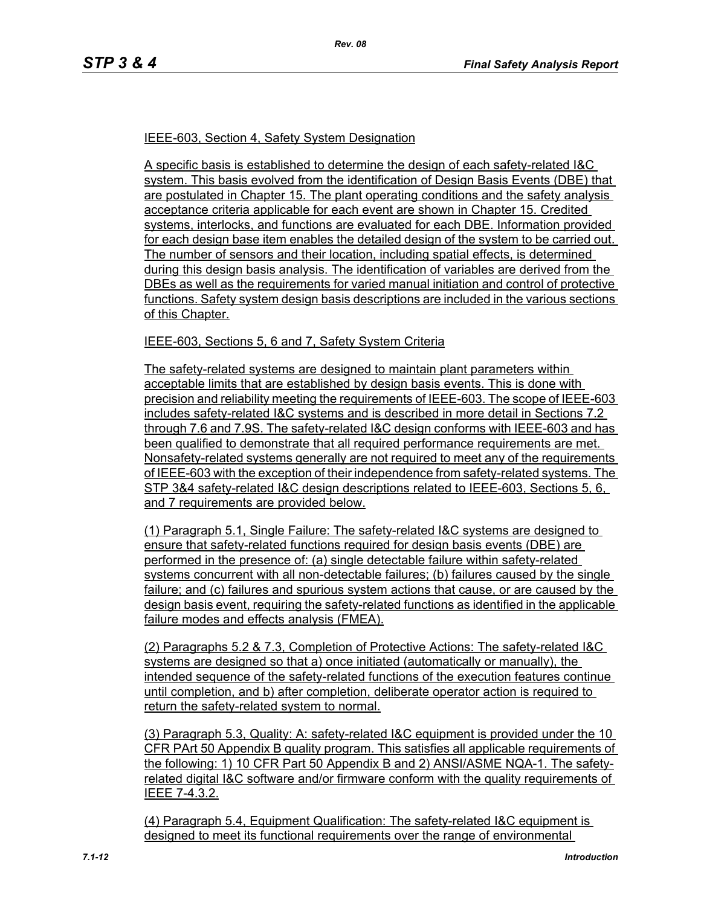IEEE-603, Section 4, Safety System Designation

A specific basis is established to determine the design of each safety-related I&C system. This basis evolved from the identification of Design Basis Events (DBE) that are postulated in Chapter 15. The plant operating conditions and the safety analysis acceptance criteria applicable for each event are shown in Chapter 15. Credited systems, interlocks, and functions are evaluated for each DBE. Information provided for each design base item enables the detailed design of the system to be carried out. The number of sensors and their location, including spatial effects, is determined during this design basis analysis. The identification of variables are derived from the DBEs as well as the requirements for varied manual initiation and control of protective functions. Safety system design basis descriptions are included in the various sections of this Chapter.

IEEE-603, Sections 5, 6 and 7, Safety System Criteria

The safety-related systems are designed to maintain plant parameters within acceptable limits that are established by design basis events. This is done with precision and reliability meeting the requirements of IEEE-603. The scope of IEEE-603 includes safety-related I&C systems and is described in more detail in Sections 7.2 through 7.6 and 7.9S. The safety-related I&C design conforms with IEEE-603 and has been qualified to demonstrate that all required performance requirements are met. Nonsafety-related systems generally are not required to meet any of the requirements of IEEE-603 with the exception of their independence from safety-related systems. The STP 3&4 safety-related I&C design descriptions related to IEEE-603, Sections 5, 6, and 7 requirements are provided below.

(1) Paragraph 5.1, Single Failure: The safety-related I&C systems are designed to ensure that safety-related functions required for design basis events (DBE) are performed in the presence of: (a) single detectable failure within safety-related systems concurrent with all non-detectable failures; (b) failures caused by the single failure; and (c) failures and spurious system actions that cause, or are caused by the design basis event, requiring the safety-related functions as identified in the applicable failure modes and effects analysis (FMEA).

(2) Paragraphs 5.2 & 7.3, Completion of Protective Actions: The safety-related I&C systems are designed so that a) once initiated (automatically or manually), the intended sequence of the safety-related functions of the execution features continue until completion, and b) after completion, deliberate operator action is required to return the safety-related system to normal.

(3) Paragraph 5.3, Quality: A: safety-related I&C equipment is provided under the 10 CFR PArt 50 Appendix B quality program. This satisfies all applicable requirements of the following: 1) 10 CFR Part 50 Appendix B and 2) ANSI/ASME NQA-1. The safety-related digital I&C software and/or firmware conform with the quality requirements of IEEE 7-4.3.2.

(4) Paragraph 5.4, Equipment Qualification: The safety-related I&C equipment is designed to meet its functional requirements over the range of environmental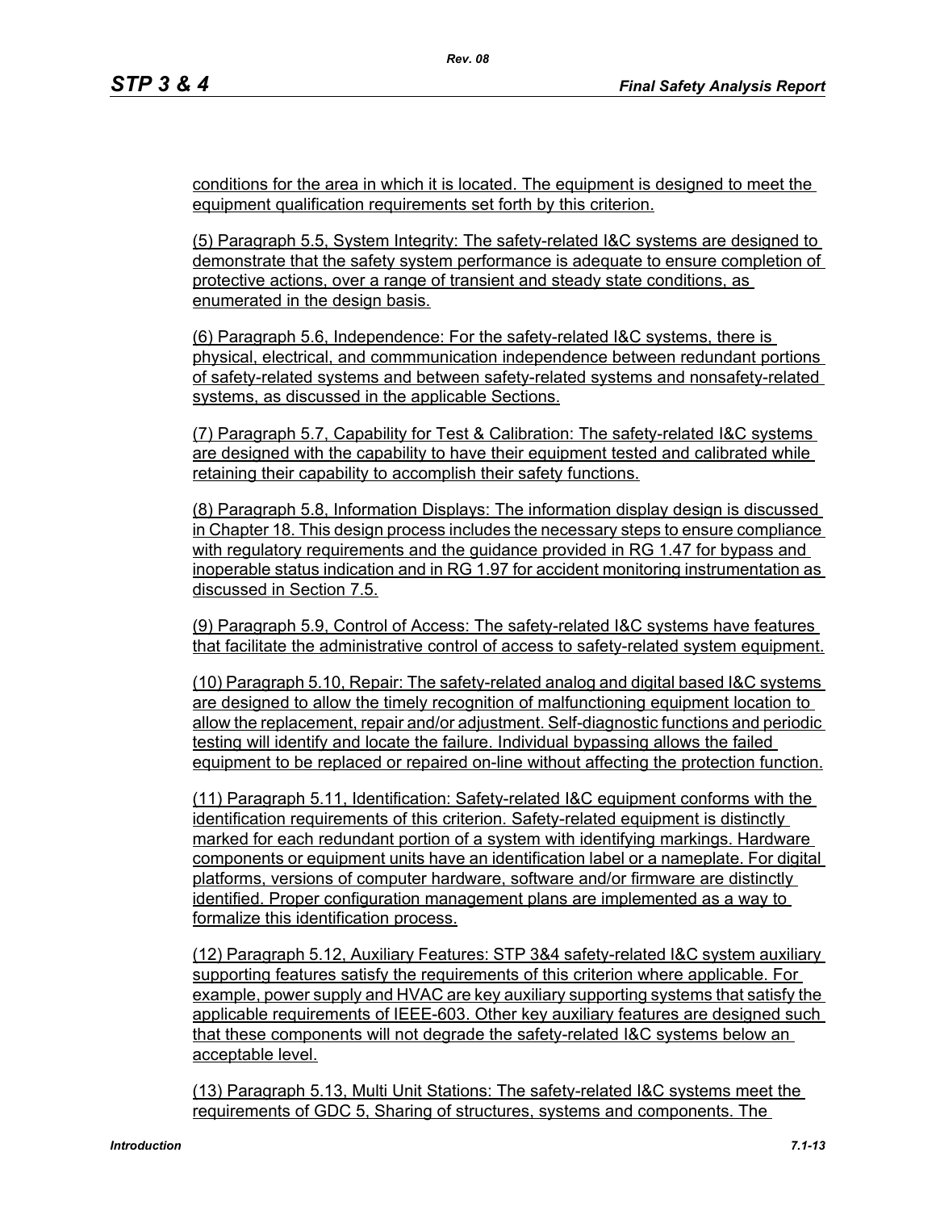conditions for the area in which it is located. The equipment is designed to meet the equipment qualification requirements set forth by this criterion.

(5) Paragraph 5.5, System Integrity: The safety-related I&C systems are designed to demonstrate that the safety system performance is adequate to ensure completion of protective actions, over a range of transient and steady state conditions, as enumerated in the design basis.

(6) Paragraph 5.6, Independence: For the safety-related I&C systems, there is physical, electrical, and commmunication independence between redundant portions of safety-related systems and between safety-related systems and nonsafety-related systems, as discussed in the applicable Sections.

(7) Paragraph 5.7, Capability for Test & Calibration: The safety-related I&C systems are designed with the capability to have their equipment tested and calibrated while retaining their capability to accomplish their safety functions.

(8) Paragraph 5.8, Information Displays: The information display design is discussed in Chapter 18. This design process includes the necessary steps to ensure compliance with regulatory requirements and the guidance provided in RG 1.47 for bypass and inoperable status indication and in RG 1.97 for accident monitoring instrumentation as discussed in Section 7.5.

(9) Paragraph 5.9, Control of Access: The safety-related I&C systems have features that facilitate the administrative control of access to safety-related system equipment.

(10) Paragraph 5.10, Repair: The safety-related analog and digital based I&C systems are designed to allow the timely recognition of malfunctioning equipment location to allow the replacement, repair and/or adjustment. Self-diagnostic functions and periodic testing will identify and locate the failure. Individual bypassing allows the failed equipment to be replaced or repaired on-line without affecting the protection function.

(11) Paragraph 5.11, Identification: Safety-related I&C equipment conforms with the identification requirements of this criterion. Safety-related equipment is distinctly marked for each redundant portion of a system with identifying markings. Hardware components or equipment units have an identification label or a nameplate. For digital platforms, versions of computer hardware, software and/or firmware are distinctly identified. Proper configuration management plans are implemented as a way to formalize this identification process.

(12) Paragraph 5.12, Auxiliary Features: STP 3&4 safety-related I&C system auxiliary supporting features satisfy the requirements of this criterion where applicable. For example, power supply and HVAC are key auxiliary supporting systems that satisfy the applicable requirements of IEEE-603. Other key auxiliary features are designed such that these components will not degrade the safety-related I&C systems below an acceptable level.

(13) Paragraph 5.13, Multi Unit Stations: The safety-related I&C systems meet the requirements of GDC 5, Sharing of structures, systems and components. The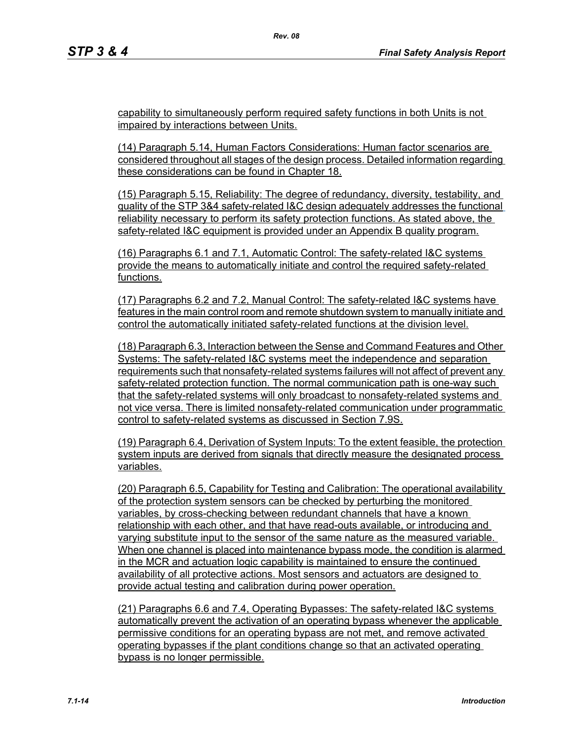capability to simultaneously perform required safety functions in both Units is not impaired by interactions between Units.

(14) Paragraph 5.14, Human Factors Considerations: Human factor scenarios are considered throughout all stages of the design process. Detailed information regarding these considerations can be found in Chapter 18.

(15) Paragraph 5.15, Reliability: The degree of redundancy, diversity, testability, and quality of the STP 3&4 safety-related I&C design adequately addresses the functional reliability necessary to perform its safety protection functions. As stated above, the safety-related I&C equipment is provided under an Appendix B quality program.

(16) Paragraphs 6.1 and 7.1, Automatic Control: The safety-related I&C systems provide the means to automatically initiate and control the required safety-related functions.

(17) Paragraphs 6.2 and 7.2, Manual Control: The safety-related I&C systems have features in the main control room and remote shutdown system to manually initiate and control the automatically initiated safety-related functions at the division level.

(18) Paragraph 6.3, Interaction between the Sense and Command Features and Other Systems: The safety-related I&C systems meet the independence and separation requirements such that nonsafety-related systems failures will not affect of prevent any safety-related protection function. The normal communication path is one-way such that the safety-related systems will only broadcast to nonsafety-related systems and not vice versa. There is limited nonsafety-related communication under programmatic control to safety-related systems as discussed in Section 7.9S.

(19) Paragraph 6.4, Derivation of System Inputs: To the extent feasible, the protection system inputs are derived from signals that directly measure the designated process variables.

(20) Paragraph 6.5, Capability for Testing and Calibration: The operational availability of the protection system sensors can be checked by perturbing the monitored variables, by cross-checking between redundant channels that have a known relationship with each other, and that have read-outs available, or introducing and varying substitute input to the sensor of the same nature as the measured variable. When one channel is placed into maintenance bypass mode, the condition is alarmed in the MCR and actuation logic capability is maintained to ensure the continued availability of all protective actions. Most sensors and actuators are designed to provide actual testing and calibration during power operation.

(21) Paragraphs 6.6 and 7.4, Operating Bypasses: The safety-related I&C systems automatically prevent the activation of an operating bypass whenever the applicable permissive conditions for an operating bypass are not met, and remove activated operating bypasses if the plant conditions change so that an activated operating bypass is no longer permissible.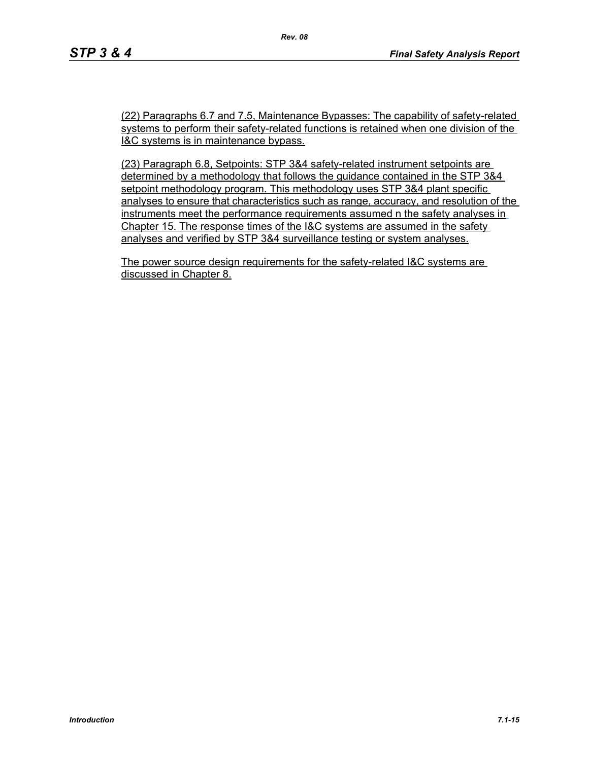(22) Paragraphs 6.7 and 7.5, Maintenance Bypasses: The capability of safety-related systems to perform their safety-related functions is retained when one division of the I&C systems is in maintenance bypass.

(23) Paragraph 6.8, Setpoints: STP 3&4 safety-related instrument setpoints are determined by a methodology that follows the guidance contained in the STP 3&4 setpoint methodology program. This methodology uses STP 3&4 plant specific analyses to ensure that characteristics such as range, accuracy, and resolution of the instruments meet the performance requirements assumed n the safety analyses in Chapter 15. The response times of the I&C systems are assumed in the safety analyses and verified by STP 3&4 surveillance testing or system analyses.

The power source design requirements for the safety-related I&C systems are discussed in Chapter 8.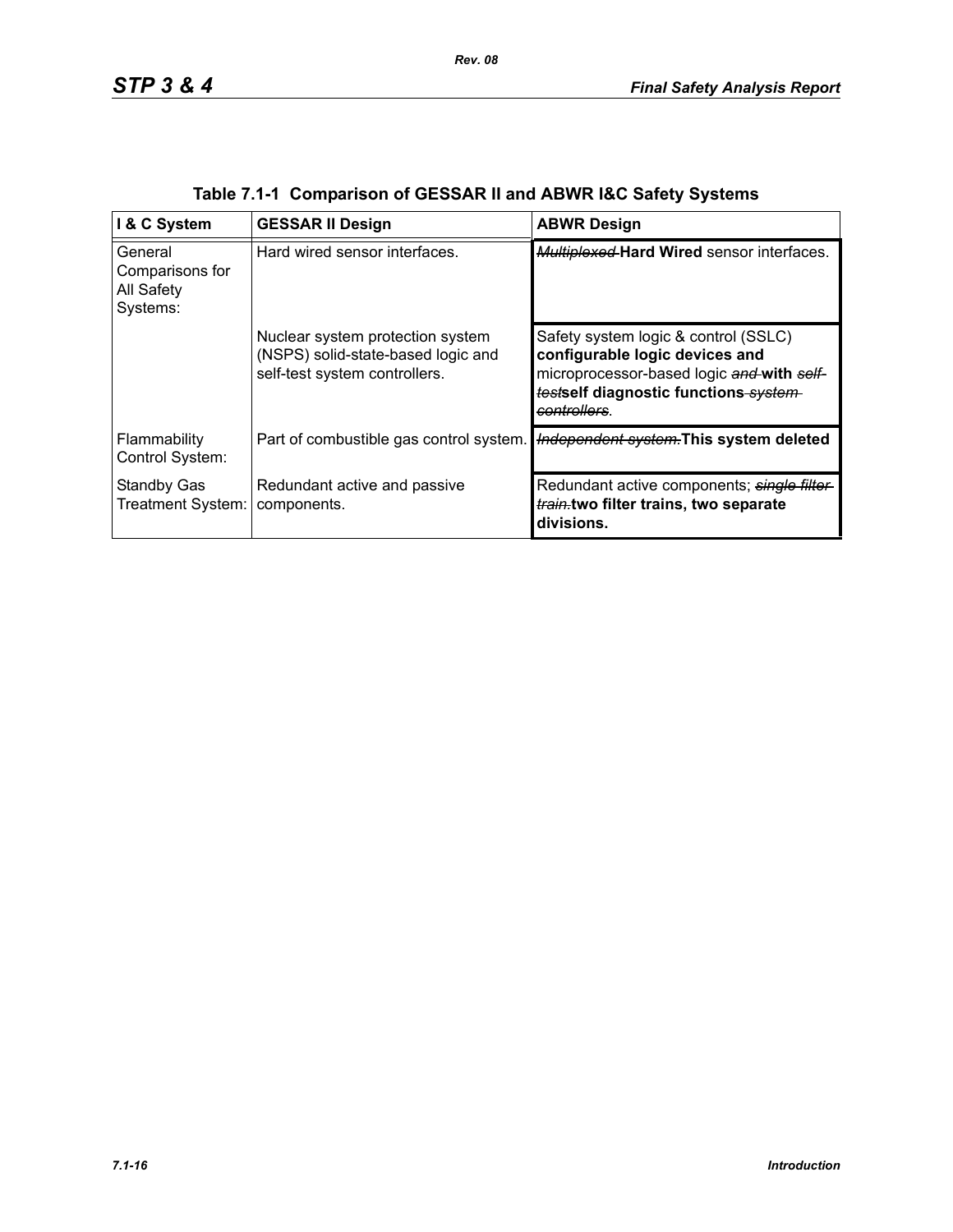**Table 7.1-1  Comparison of GESSAR II and ABWR I&C Safety Systems**

| I & C System | GESSAR II Design | ABWR Design |
|---|---|---|
| General Comparisons for All Safety Systems: | Hard wired sensor interfaces. | ~~*Multiplexed*~~ **Hard Wired** sensor interfaces. |
| | Nuclear system protection system (NSPS) solid-state-based logic and self-test system controllers. | Safety system logic & control (SSLC) **configurable logic devices and** microprocessor-based logic ~~*and*~~ **with** ~~*self-test*~~**self diagnostic functions** ~~*system controllers*~~. |
| Flammability Control System: | Part of combustible gas control system. | ~~*Independent system.*~~**This system deleted** |
| Standby Gas Treatment System: | Redundant active and passive components. | Redundant active components; ~~*single filter train.*~~**two filter trains, two separate divisions.** |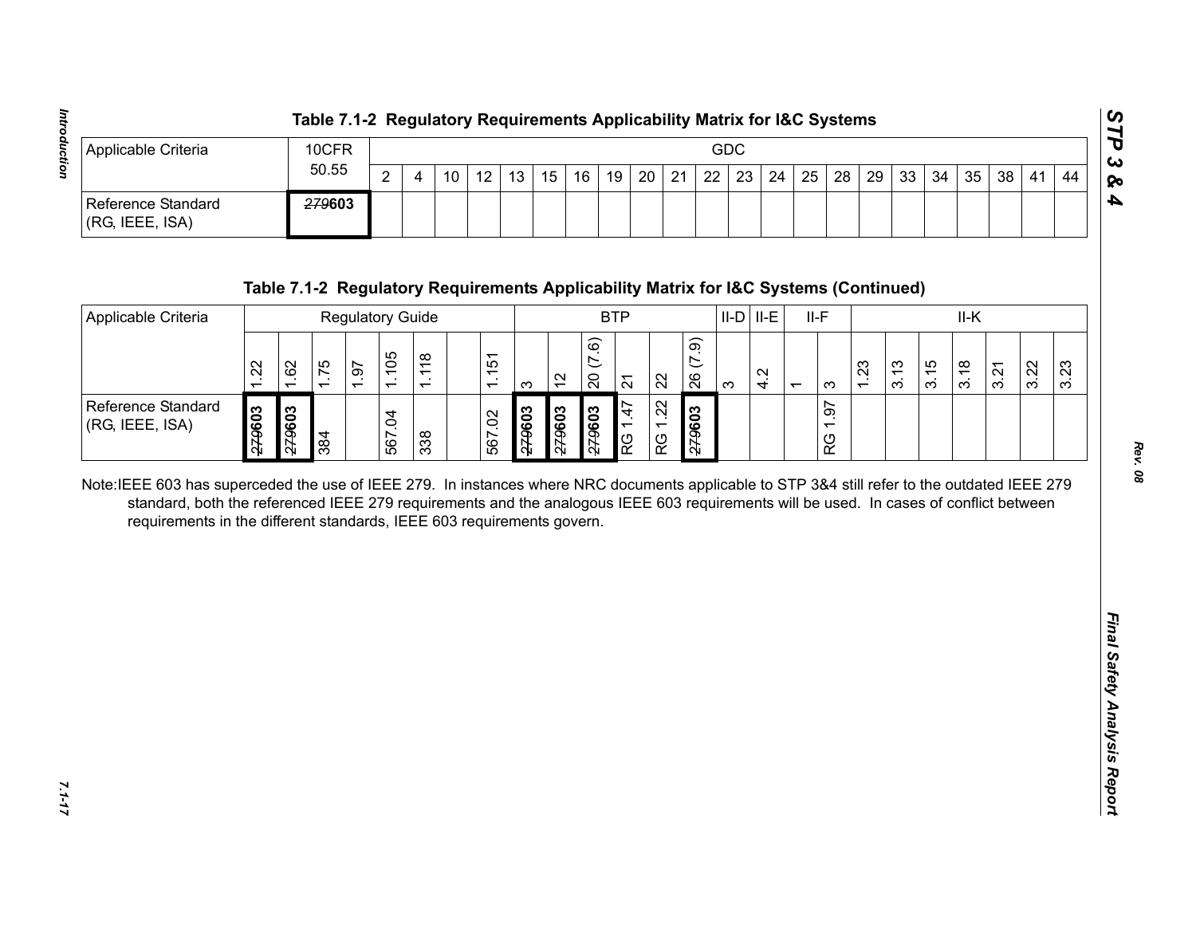**Table 7.1-2 Regulatory Requirements Applicability Matrix for I&C Systems**

| Applicable Criteria | 10CFR 50.55 | GDC | | | | | | | | | | | | | | | | | | | | | |
|---|---|---|---|---|---|---|---|---|---|---|---|---|---|---|---|---|---|---|---|---|---|---|---|
| | | 2 | 4 | 10 | 12 | 13 | 15 | 16 | 19 | 20 | 21 | 22 | 23 | 24 | 25 | 28 | 29 | 33 | 34 | 35 | 38 | 41 | 44 |
| Reference Standard (RG, IEEE, ISA) | ~~279~~**603** | | | | | | | | | | | | | | | | | | | | | | |

**Table 7.1-2 Regulatory Requirements Applicability Matrix for I&C Systems (Continued)**

| Applicable Criteria | Regulatory Guide | | | | | | | | BTP | | | | | | II-D | II-E | II-F | | II-K | | | | | | |
|---|---|---|---|---|---|---|---|---|---|---|---|---|---|---|---|---|---|---|---|---|---|---|---|---|---|
| | 1.22 | 1.62 | 1.75 | 1.97 | 1.105 | 1.118 | | 1.151 | 3 | 12 | 20 (7.6) | 21 | 22 | 26 (7.9) | 3 | 4.2 | 1 | 3 | 1.23 | 3.13 | 3.15 | 3.18 | 3.21 | 3.22 | 3.23 |
| Reference Standard (RG, IEEE, ISA) | ~~279~~**603** | ~~279~~**603** | 384 | | 567.04 | 338 | | 567.02 | ~~279~~**603** | ~~279~~**603** | ~~279~~**603** | RG 1.47 | RG 1.22 | ~~279~~**603** | | | | RG 1.97 | | | | | | | |

Note: IEEE 603 has superceded the use of IEEE 279. In instances where NRC documents applicable to STP 3&4 still refer to the outdated IEEE 279 standard, both the referenced IEEE 279 requirements and the analogous IEEE 603 requirements will be used. In cases of conflict between requirements in the different standards, IEEE 603 requirements govern.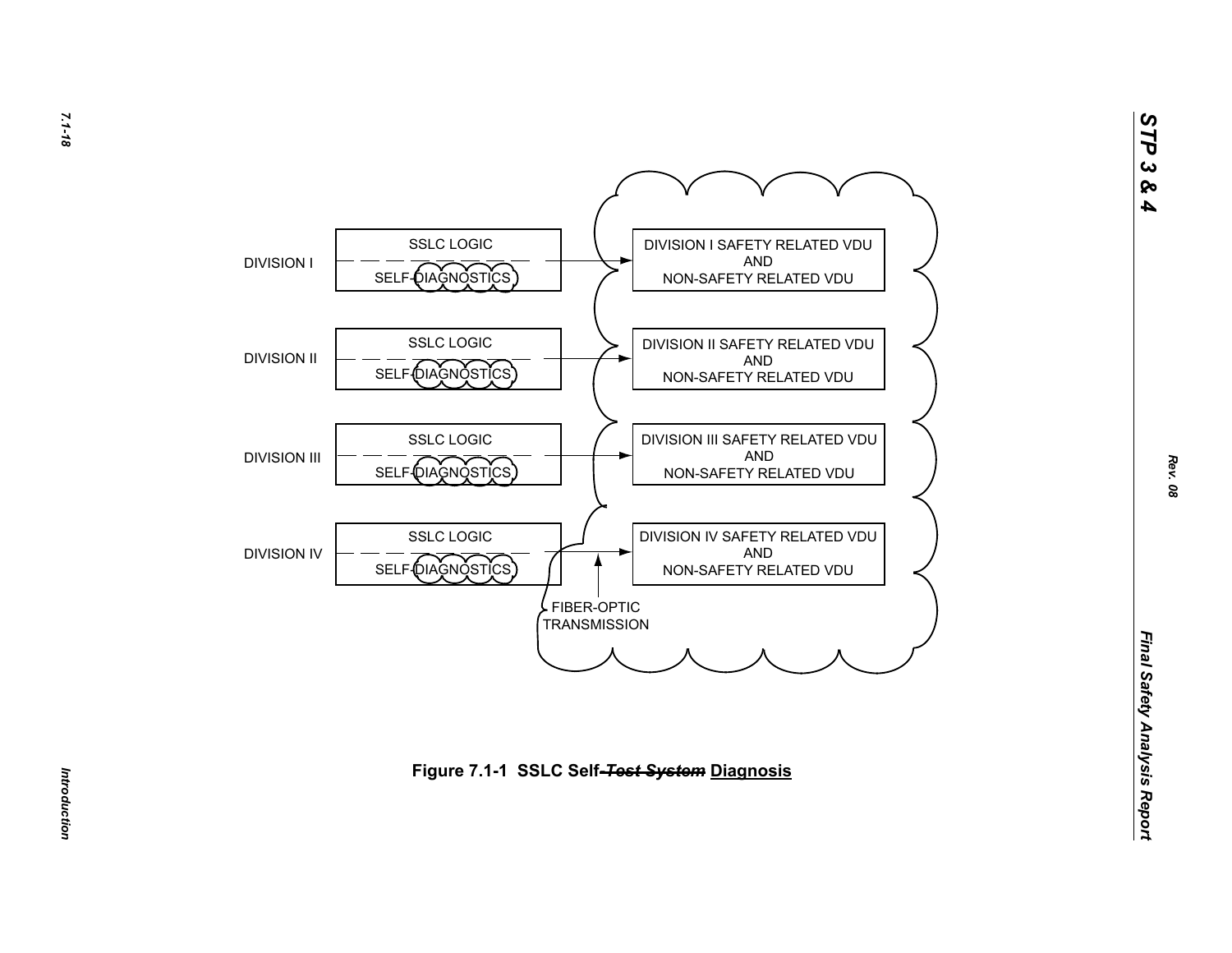DIVISION I

SSLC LOGIC

SELF-DIAGNOSTICS

DIVISION I SAFETY RELATED VDU AND NON-SAFETY RELATED VDU

DIVISION II

SSLC LOGIC

SELF-DIAGNOSTICS

DIVISION II SAFETY RELATED VDU AND NON-SAFETY RELATED VDU

DIVISION III

SSLC LOGIC

SELF-DIAGNOSTICS

DIVISION III SAFETY RELATED VDU AND NON-SAFETY RELATED VDU

DIVISION IV

SSLC LOGIC

SELF-DIAGNOSTICS

DIVISION IV SAFETY RELATED VDU AND NON-SAFETY RELATED VDU

FIBER-OPTIC TRANSMISSION

**Figure 7.1-1 SSLC Self-~~*Test System*~~ Diagnosis**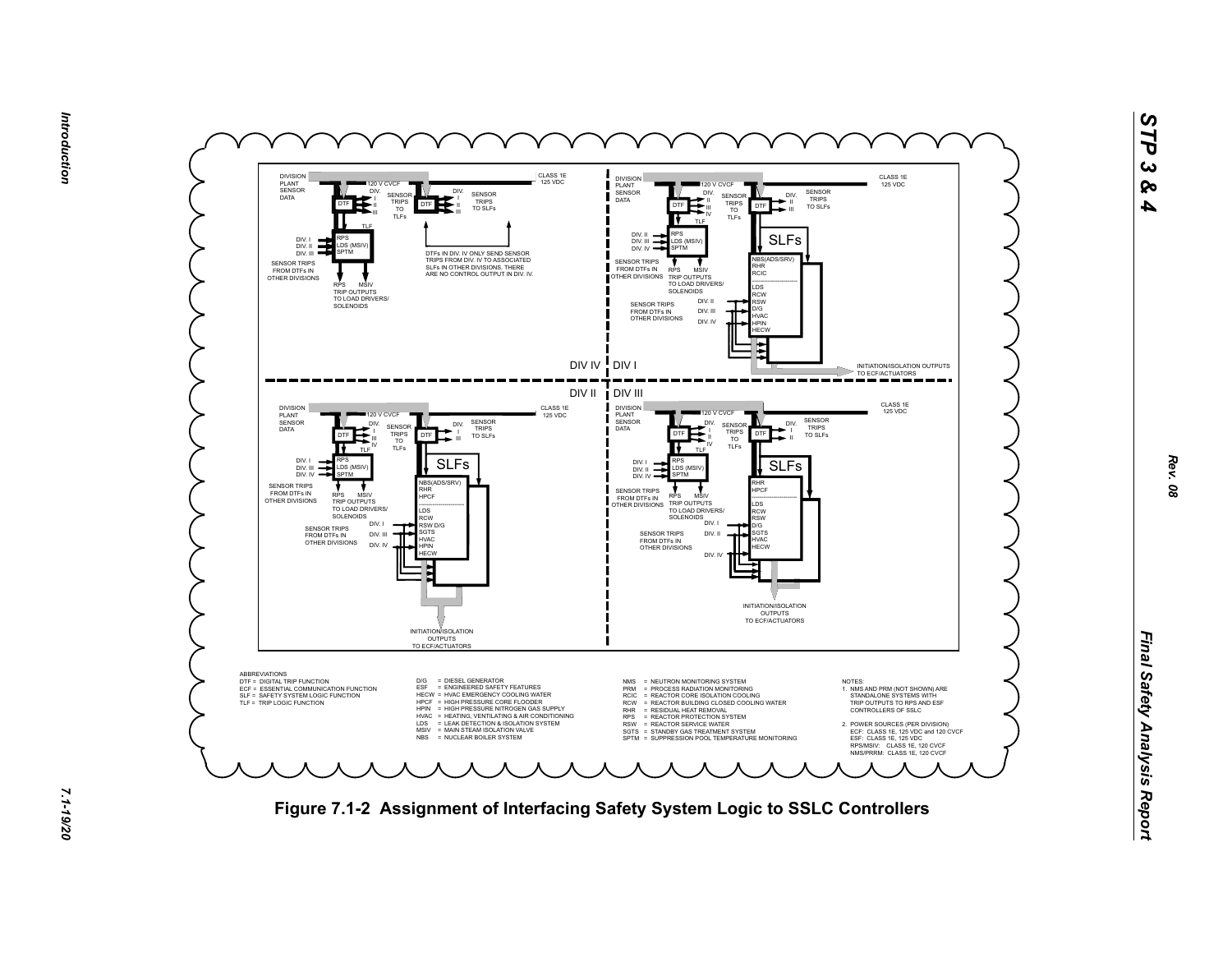DIVISION PLANT SENSOR DATA

120 V CVCF

CLASS 1E 125 VDC

DIV. I II III

DTF

SENSOR TRIPS TO TLFs

DTF

DIV. I II III

SENSOR TRIPS TO SLFs

TLF

DIV. I
DIV. II
DIV. III

RPS
LDS (MSIV)
SPTM

SENSOR TRIPS FROM DTFs IN OTHER DIVISIONS

RPS MSIV
TRIP OUTPUTS TO LOAD DRIVERS/ SOLENOIDS

DTFs IN DIV. IV ONLY SEND SENSOR TRIPS FROM DIV. IV TO ASSOCIATED SLFs IN OTHER DIVISIONS. THERE ARE NO CONTROL OUTPUT IN DIV. IV.

DIVISION PLANT SENSOR DATA

120 V CVCF

CLASS 1E 125 VDC

DIV. II III IV

DTF

SENSOR TRIPS TO TLFs

DTF

DIV. II III

SENSOR TRIPS TO SLFs

TLF

DIV. II
DIV. III
DIV. IV

RPS
LDS (MSIV)
SPTM

SENSOR TRIPS FROM DTFs IN OTHER DIVISIONS

RPS MSIV
TRIP OUTPUTS TO LOAD DRIVERS/ SOLENOIDS

SLFs

NBS(ADS/SRV)
RHR
RCIC
LDS
RCW
RSW
D/G
HVAC
HPIN
HECW

SENSOR TRIPS FROM DTFs IN OTHER DIVISIONS

DIV. II
DIV. III
DIV. IV

INITIATION/ISOLATION OUTPUTS TO ECF/ACTUATORS

DIV IV | DIV I

DIV II | DIV III

DIVISION PLANT SENSOR DATA

120 V CVCF

CLASS 1E 125 VDC

DIV. I III IV

DTF

SENSOR TRIPS TO TLFs

DTF

DIV. I III

SENSOR TRIPS TO SLFs

TLF

DIV. I
DIV. III
DIV. IV

RPS
LDS (MSIV)
SPTM

SENSOR TRIPS FROM DTFs IN OTHER DIVISIONS

RPS MSIV
TRIP OUTPUTS TO LOAD DRIVERS/ SOLENOIDS

SLFs

NBS(ADS/SRV)
RHR
HPCF
LDS
RCW
RSW D/G
SGTS
HVAC
HPIN
HECW

SENSOR TRIPS FROM DTFs IN OTHER DIVISIONS

DIV. I
DIV. III
DIV. IV

INITIATION/ISOLATION OUTPUTS TO ECF/ACTUATORS

DIVISION PLANT SENSOR DATA

120 V CVCF

CLASS 1E 125 VDC

DIV. I II IV

DTF

SENSOR TRIPS TO TLFs

DTF

DIV. I II

SENSOR TRIPS TO SLFs

TLF

DIV. I
DIV. II
DIV. IV

RPS
LDS (MSIV)
SPTM

SENSOR TRIPS FROM DTFs IN OTHER DIVISIONS

RPS MSIV
TRIP OUTPUTS TO LOAD DRIVERS/ SOLENOIDS

SLFs

RHR
HPCF
LDS
RCW
RSW
D/G
SGTS
HVAC
HECW

SENSOR TRIPS FROM DTFs IN OTHER DIVISIONS

DIV. I
DIV. II
DIV. IV

INITIATION/ISOLATION OUTPUTS TO ECF/ACTUATORS

ABBREVIATIONS
DTF = DIGITAL TRIP FUNCTION
ECF = ESSENTIAL COMMUNICATION FUNCTION
SLF = SAFETY SYSTEM LOGIC FUNCTION
TLF = TRIP LOGIC FUNCTION

D/G = DIESEL GENERATOR
ESF = ENGINEERED SAFETY FEATURES
HECW = HVAC EMERGENCY COOLING WATER
HPCF = HIGH PRESSURE CORE FLOODER
HPIN = HIGH PRESSURE NITROGEN GAS SUPPLY
HVAC = HEATING, VENTILATING & AIR CONDITIONING
LDS = LEAK DETECTION & ISOLATION SYSTEM
MSIV = MAIN STEAM ISOLATION VALVE
NBS = NUCLEAR BOILER SYSTEM

NMS = NEUTRON MONITORING SYSTEM
PRM = PROCESS RADIATION MONITORING
RCIC = REACTOR CORE ISOLATION COOLING
RCW = REACTOR BUILDING CLOSED COOLING WATER
RHR = RESIDUAL HEAT REMOVAL
RPS = REACTOR PROTECTION SYSTEM
RSW = REACTOR SERVICE WATER
SGTS = STANDBY GAS TREATMENT SYSTEM
SPTM = SUPPRESSION POOL TEMPERATURE MONITORING

NOTES:
1. NMS AND PRM (NOT SHOWN) ARE STANDALONE SYSTEMS WITH TRIP OUTPUTS TO RPS AND ESF CONTROLLERS OF SSLC
2. POWER SOURCES (PER DIVISION)
ECF: CLASS 1E, 125 VDC and 120 CVCF
ESF: CLASS 1E, 125 VDC
RPS/MSIV: CLASS 1E, 120 CVCF
NMS/PRRM: CLASS 1E, 120 CVCF

**Figure 7.1-2 Assignment of Interfacing Safety System Logic to SSLC Controllers**